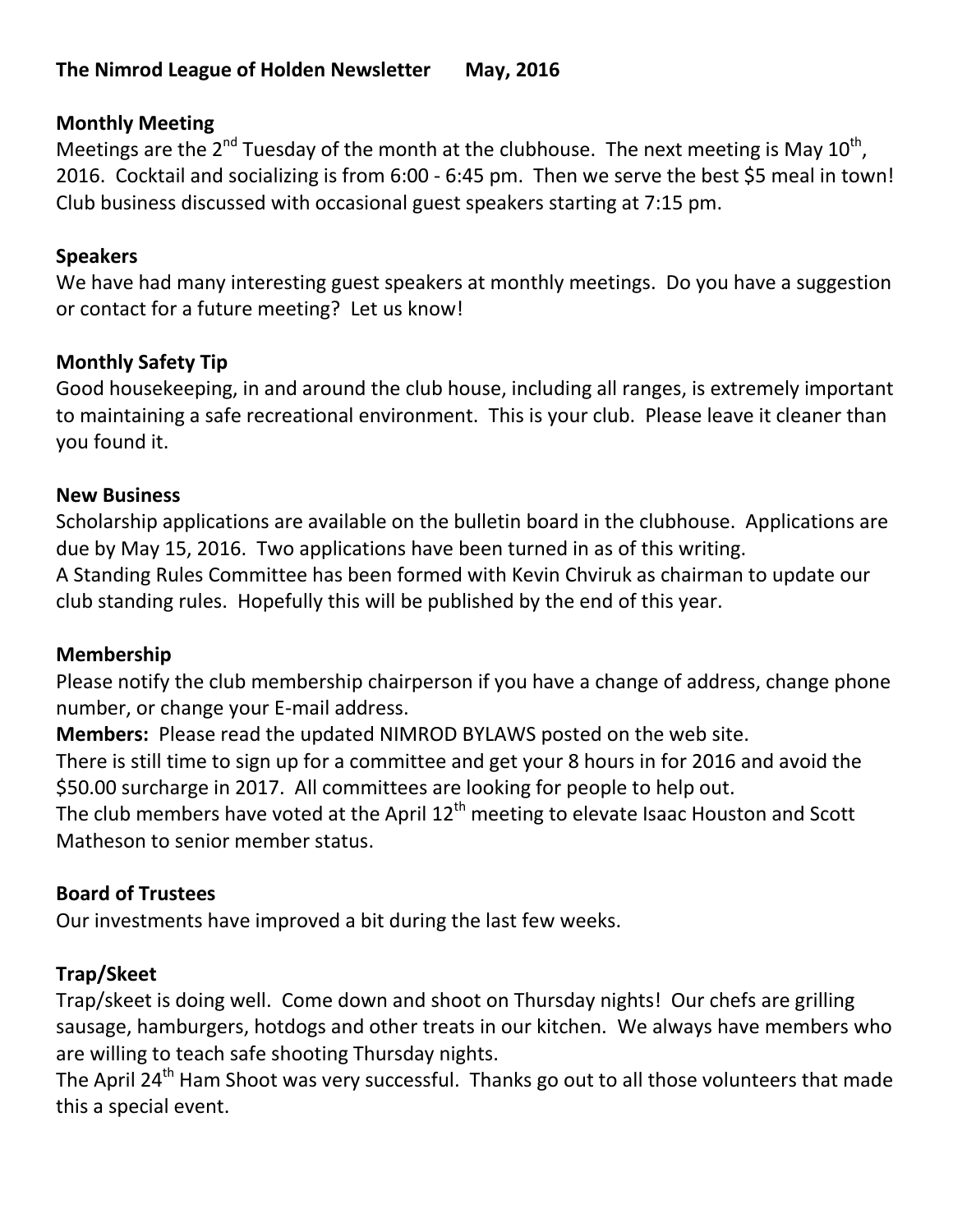# The Nimrod League of Holden Newsletter May, 2016

## Monthly Meeting

Meetings are the 2nd Tuesday of the month at the clubhouse. The next meeting is May 10th, 2016. Cocktail and socializing is from 6:00 - 6:45 pm. Then we serve the best $5 meal in town! Club business discussed with occasional guest speakers starting at 7:15 pm.

## Speakers

We have had many interesting guest speakers at monthly meetings. Do you have a suggestion or contact for a future meeting? Let us know!

## Monthly Safety Tip

Good housekeeping, in and around the club house, including all ranges, is extremely important to maintaining a safe recreational environment. This is your club. Please leave it cleaner than you found it.

## New Business

Scholarship applications are available on the bulletin board in the clubhouse. Applications are due by May 15, 2016. Two applications have been turned in as of this writing.

A Standing Rules Committee has been formed with Kevin Chviruk as chairman to update our club standing rules. Hopefully this will be published by the end of this year.

## Membership

Please notify the club membership chairperson if you have a change of address, change phone number, or change your E-mail address.

**Members:** Please read the updated NIMROD BYLAWS posted on the web site.

There is still time to sign up for a committee and get your 8 hours in for 2016 and avoid the $50.00 surcharge in 2017. All committees are looking for people to help out.

The club members have voted at the April 12th meeting to elevate Isaac Houston and Scott Matheson to senior member status.

## Board of Trustees

Our investments have improved a bit during the last few weeks.

## Trap/Skeet

Trap/skeet is doing well. Come down and shoot on Thursday nights! Our chefs are grilling sausage, hamburgers, hotdogs and other treats in our kitchen. We always have members who are willing to teach safe shooting Thursday nights.

The April 24th Ham Shoot was very successful. Thanks go out to all those volunteers that made this a special event.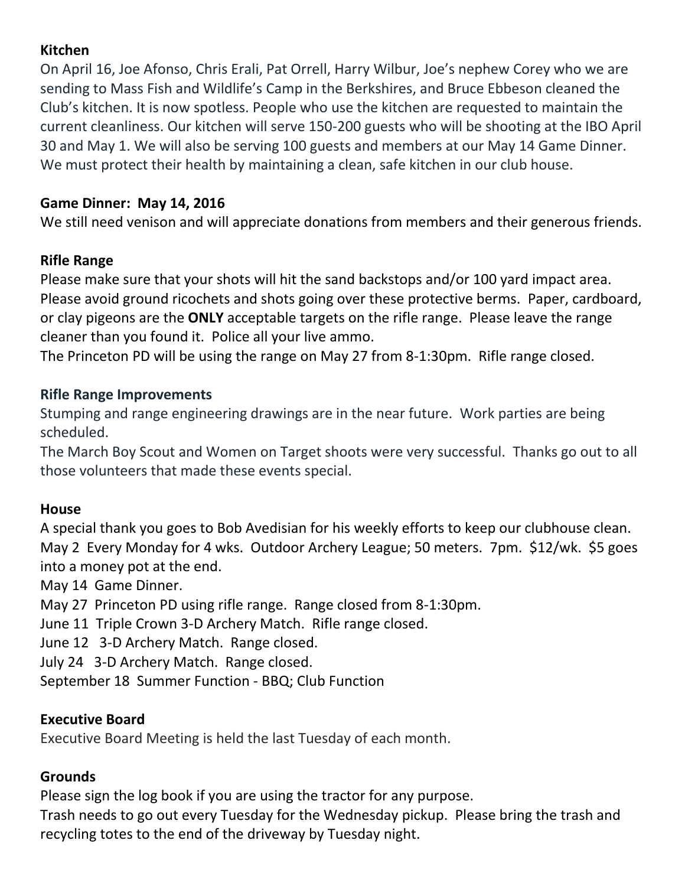**Kitchen**

On April 16, Joe Afonso, Chris Erali, Pat Orrell, Harry Wilbur, Joe's nephew Corey who we are sending to Mass Fish and Wildlife's Camp in the Berkshires, and Bruce Ebbeson cleaned the Club's kitchen. It is now spotless. People who use the kitchen are requested to maintain the current cleanliness. Our kitchen will serve 150-200 guests who will be shooting at the IBO April 30 and May 1. We will also be serving 100 guests and members at our May 14 Game Dinner. We must protect their health by maintaining a clean, safe kitchen in our club house.

**Game Dinner: May 14, 2016**

We still need venison and will appreciate donations from members and their generous friends.

**Rifle Range**

Please make sure that your shots will hit the sand backstops and/or 100 yard impact area. Please avoid ground ricochets and shots going over these protective berms. Paper, cardboard, or clay pigeons are the **ONLY** acceptable targets on the rifle range. Please leave the range cleaner than you found it. Police all your live ammo.

The Princeton PD will be using the range on May 27 from 8-1:30pm. Rifle range closed.

**Rifle Range Improvements**

Stumping and range engineering drawings are in the near future. Work parties are being scheduled.

The March Boy Scout and Women on Target shoots were very successful. Thanks go out to all those volunteers that made these events special.

**House**

A special thank you goes to Bob Avedisian for his weekly efforts to keep our clubhouse clean.

May 2 Every Monday for 4 wks. Outdoor Archery League; 50 meters. 7pm. $12/wk. $5 goes into a money pot at the end.

May 14 Game Dinner.

May 27 Princeton PD using rifle range. Range closed from 8-1:30pm.

June 11 Triple Crown 3-D Archery Match. Rifle range closed.

June 12 3-D Archery Match. Range closed.

July 24 3-D Archery Match. Range closed.

September 18 Summer Function - BBQ; Club Function

**Executive Board**

Executive Board Meeting is held the last Tuesday of each month.

**Grounds**

Please sign the log book if you are using the tractor for any purpose.

Trash needs to go out every Tuesday for the Wednesday pickup. Please bring the trash and recycling totes to the end of the driveway by Tuesday night.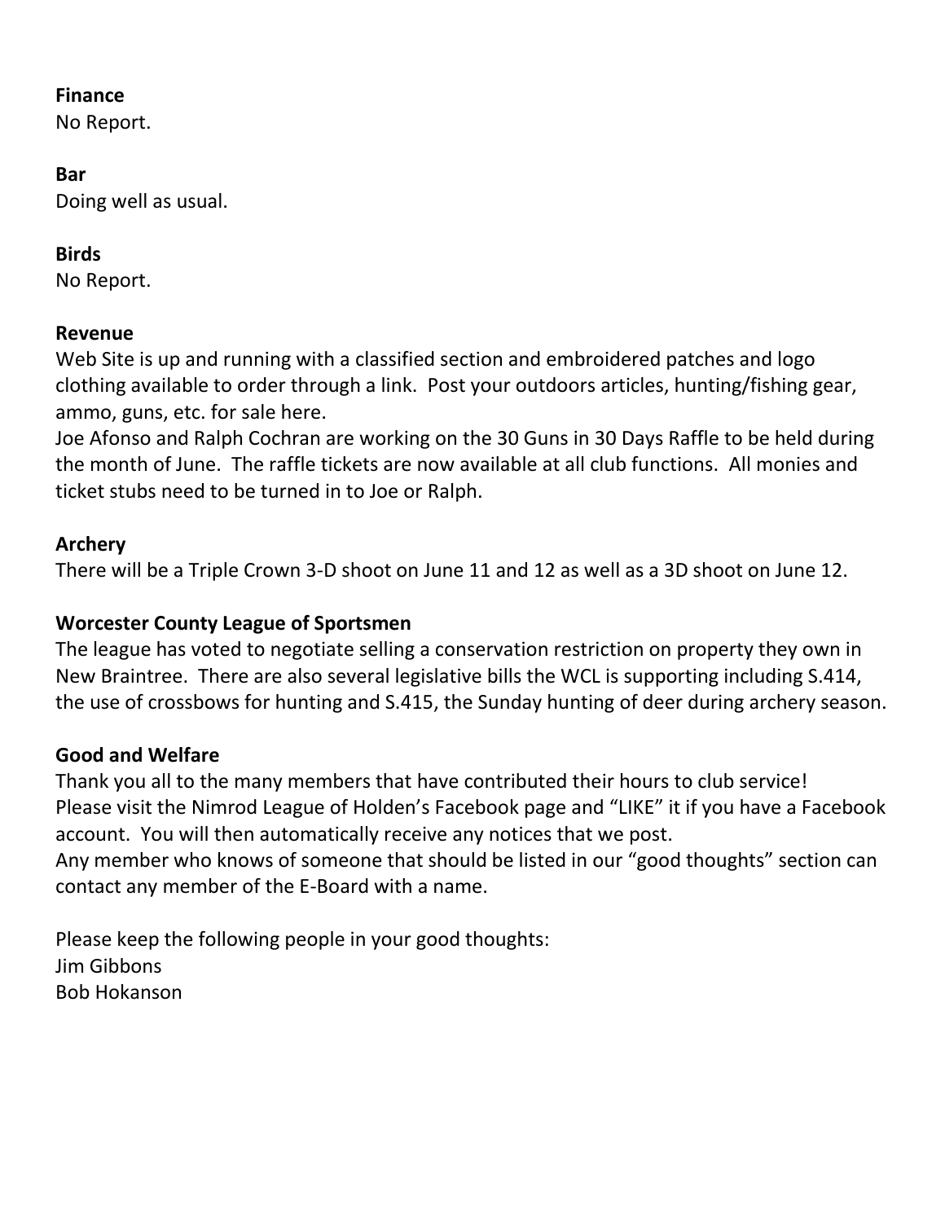**Finance**
No Report.

**Bar**
Doing well as usual.

**Birds**
No Report.

**Revenue**
Web Site is up and running with a classified section and embroidered patches and logo clothing available to order through a link. Post your outdoors articles, hunting/fishing gear, ammo, guns, etc. for sale here.
Joe Afonso and Ralph Cochran are working on the 30 Guns in 30 Days Raffle to be held during the month of June. The raffle tickets are now available at all club functions. All monies and ticket stubs need to be turned in to Joe or Ralph.

**Archery**
There will be a Triple Crown 3-D shoot on June 11 and 12 as well as a 3D shoot on June 12.

**Worcester County League of Sportsmen**
The league has voted to negotiate selling a conservation restriction on property they own in New Braintree. There are also several legislative bills the WCL is supporting including S.414, the use of crossbows for hunting and S.415, the Sunday hunting of deer during archery season.

**Good and Welfare**
Thank you all to the many members that have contributed their hours to club service!
Please visit the Nimrod League of Holden's Facebook page and "LIKE" it if you have a Facebook account. You will then automatically receive any notices that we post.
Any member who knows of someone that should be listed in our "good thoughts" section can contact any member of the E-Board with a name.

Please keep the following people in your good thoughts:
Jim Gibbons
Bob Hokanson